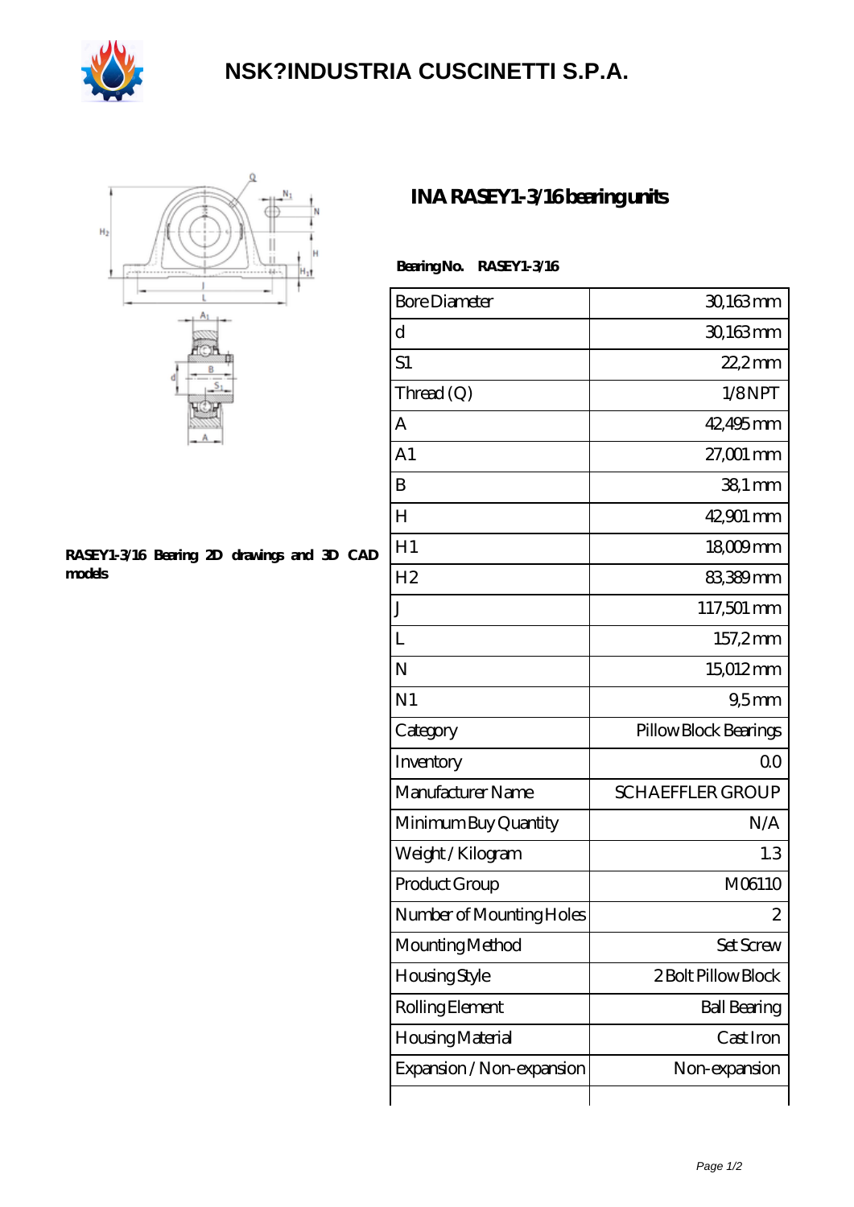# NSK?INDUSTRIA CUSCINETTI S.P.A.

**RASEY1-3/16 Bearing 2D drawings and 3D CAD models**

## INA RASEY1-3/16 bearing units

**Bearing No. RASEY1-3/16**

| | |
|---|---|
| Bore Diameter | 30,163 mm |
| d | 30,163 mm |
| S1 | 22,2 mm |
| Thread (Q) | 1/8 NPT |
| A | 42,495 mm |
| A1 | 27,001 mm |
| B | 38,1 mm |
| H | 42,901 mm |
| H1 | 18,009 mm |
| H2 | 83,389 mm |
| J | 117,501 mm |
| L | 157,2 mm |
| N | 15,012 mm |
| N1 | 9,5 mm |
| Category | Pillow Block Bearings |
| Inventory | 0.0 |
| Manufacturer Name | SCHAEFFLER GROUP |
| Minimum Buy Quantity | N/A |
| Weight / Kilogram | 1.3 |
| Product Group | M06110 |
| Number of Mounting Holes | 2 |
| Mounting Method | Set Screw |
| Housing Style | 2 Bolt Pillow Block |
| Rolling Element | Ball Bearing |
| Housing Material | Cast Iron |
| Expansion / Non-expansion | Non-expansion |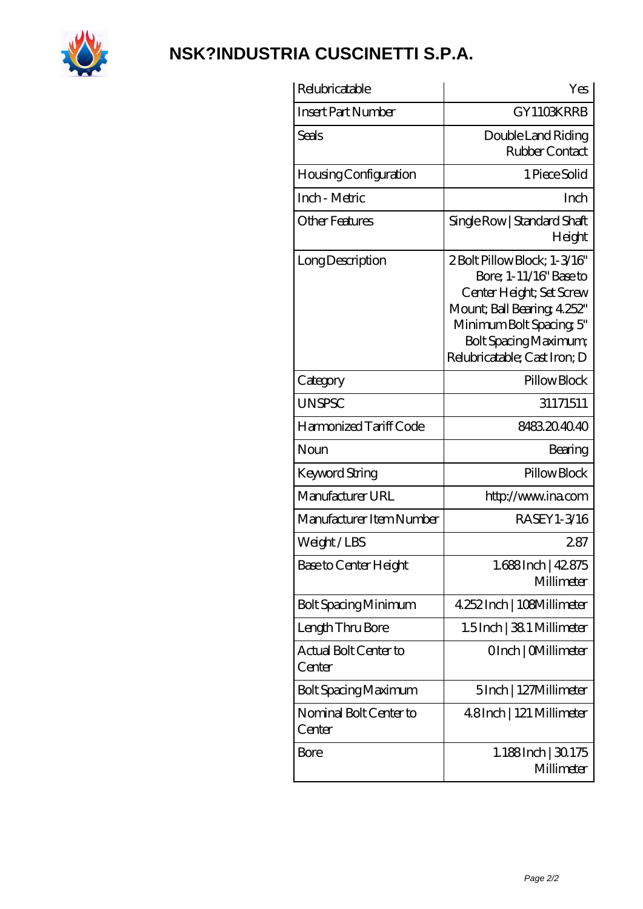# NSK?INDUSTRIA CUSCINETTI S.P.A.

| | |
|---|---|
| Relubricatable | Yes |
| Insert Part Number | GY1103KRRB |
| Seals | Double Land Riding Rubber Contact |
| Housing Configuration | 1 Piece Solid |
| Inch - Metric | Inch |
| Other Features | Single Row \| Standard Shaft Height |
| Long Description | 2 Bolt Pillow Block; 1-3/16" Bore; 1-11/16" Base to Center Height; Set Screw Mount; Ball Bearing; 4.252" Minimum Bolt Spacing; 5" Bolt Spacing Maximum; Relubricatable; Cast Iron; D |
| Category | Pillow Block |
| UNSPSC | 31171511 |
| Harmonized Tariff Code | 8483.20.40.40 |
| Noun | Bearing |
| Keyword String | Pillow Block |
| Manufacturer URL | http://www.ina.com |
| Manufacturer Item Number | RASEY1-3/16 |
| Weight / LBS | 2.87 |
| Base to Center Height | 1.688 Inch \| 42.875 Millimeter |
| Bolt Spacing Minimum | 4.252 Inch \| 108 Millimeter |
| Length Thru Bore | 1.5 Inch \| 38.1 Millimeter |
| Actual Bolt Center to Center | 0 Inch \| 0 Millimeter |
| Bolt Spacing Maximum | 5 Inch \| 127 Millimeter |
| Nominal Bolt Center to Center | 4.8 Inch \| 121 Millimeter |
| Bore | 1.188 Inch \| 30.175 Millimeter |